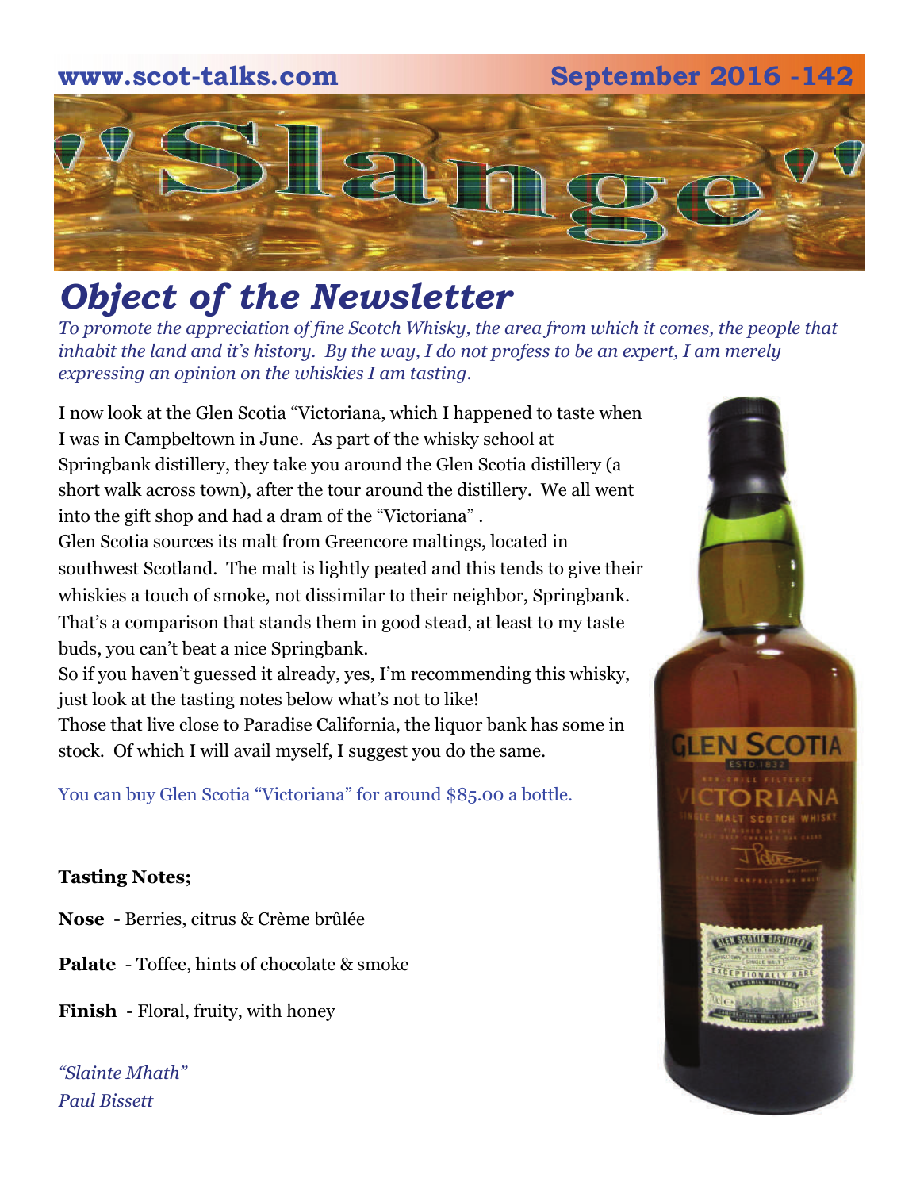www.scot-talks.com September 2016 -142

# "Slange"

## *Object of the Newsletter*

*To promote the appreciation of fine Scotch Whisky, the area from which it comes, the people that inhabit the land and it's history. By the way, I do not profess to be an expert, I am merely expressing an opinion on the whiskies I am tasting.*

I now look at the Glen Scotia "Victoriana, which I happened to taste when I was in Campbeltown in June. As part of the whisky school at Springbank distillery, they take you around the Glen Scotia distillery (a short walk across town), after the tour around the distillery. We all went into the gift shop and had a dram of the "Victoriana" .

Glen Scotia sources its malt from Greencore maltings, located in southwest Scotland. The malt is lightly peated and this tends to give their whiskies a touch of smoke, not dissimilar to their neighbor, Springbank. That's a comparison that stands them in good stead, at least to my taste buds, you can't beat a nice Springbank.

So if you haven't guessed it already, yes, I'm recommending this whisky, just look at the tasting notes below what's not to like!

Those that live close to Paradise California, the liquor bank has some in stock. Of which I will avail myself, I suggest you do the same.

You can buy Glen Scotia "Victoriana" for around $85.00 a bottle.

**Tasting Notes;**

**Nose** - Berries, citrus & Crème brûlée

**Palate** - Toffee, hints of chocolate & smoke

**Finish** - Floral, fruity, with honey

*"Slainte Mhath"*
*Paul Bissett*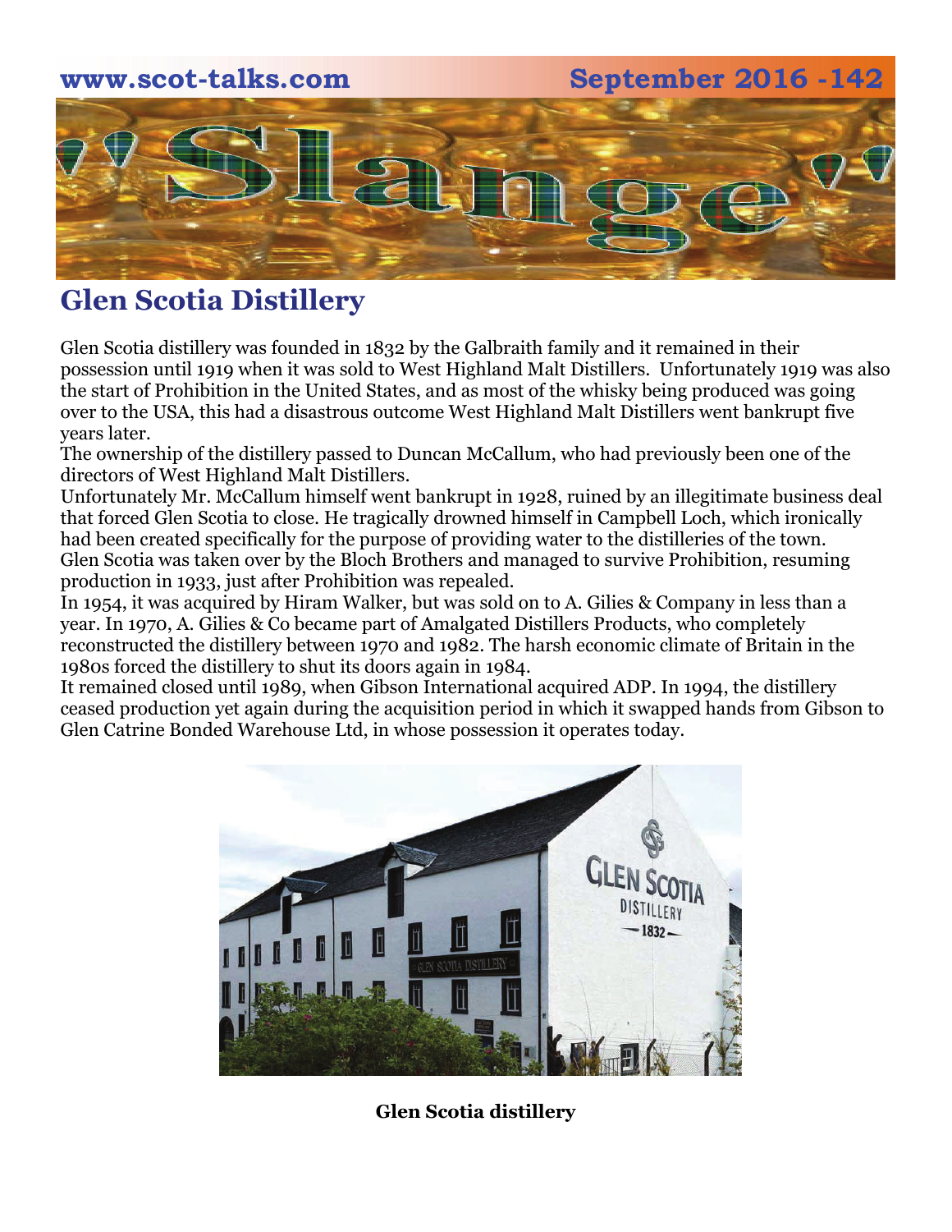## Glen Scotia Distillery

Glen Scotia distillery was founded in 1832 by the Galbraith family and it remained in their possession until 1919 when it was sold to West Highland Malt Distillers. Unfortunately 1919 was also the start of Prohibition in the United States, and as most of the whisky being produced was going over to the USA, this had a disastrous outcome West Highland Malt Distillers went bankrupt five years later.

The ownership of the distillery passed to Duncan McCallum, who had previously been one of the directors of West Highland Malt Distillers.

Unfortunately Mr. McCallum himself went bankrupt in 1928, ruined by an illegitimate business deal that forced Glen Scotia to close. He tragically drowned himself in Campbell Loch, which ironically had been created specifically for the purpose of providing water to the distilleries of the town.

Glen Scotia was taken over by the Bloch Brothers and managed to survive Prohibition, resuming production in 1933, just after Prohibition was repealed.

In 1954, it was acquired by Hiram Walker, but was sold on to A. Gilies & Company in less than a year. In 1970, A. Gilies & Co became part of Amalgated Distillers Products, who completely reconstructed the distillery between 1970 and 1982. The harsh economic climate of Britain in the 1980s forced the distillery to shut its doors again in 1984.

It remained closed until 1989, when Gibson International acquired ADP. In 1994, the distillery ceased production yet again during the acquisition period in which it swapped hands from Gibson to Glen Catrine Bonded Warehouse Ltd, in whose possession it operates today.

**Glen Scotia distillery**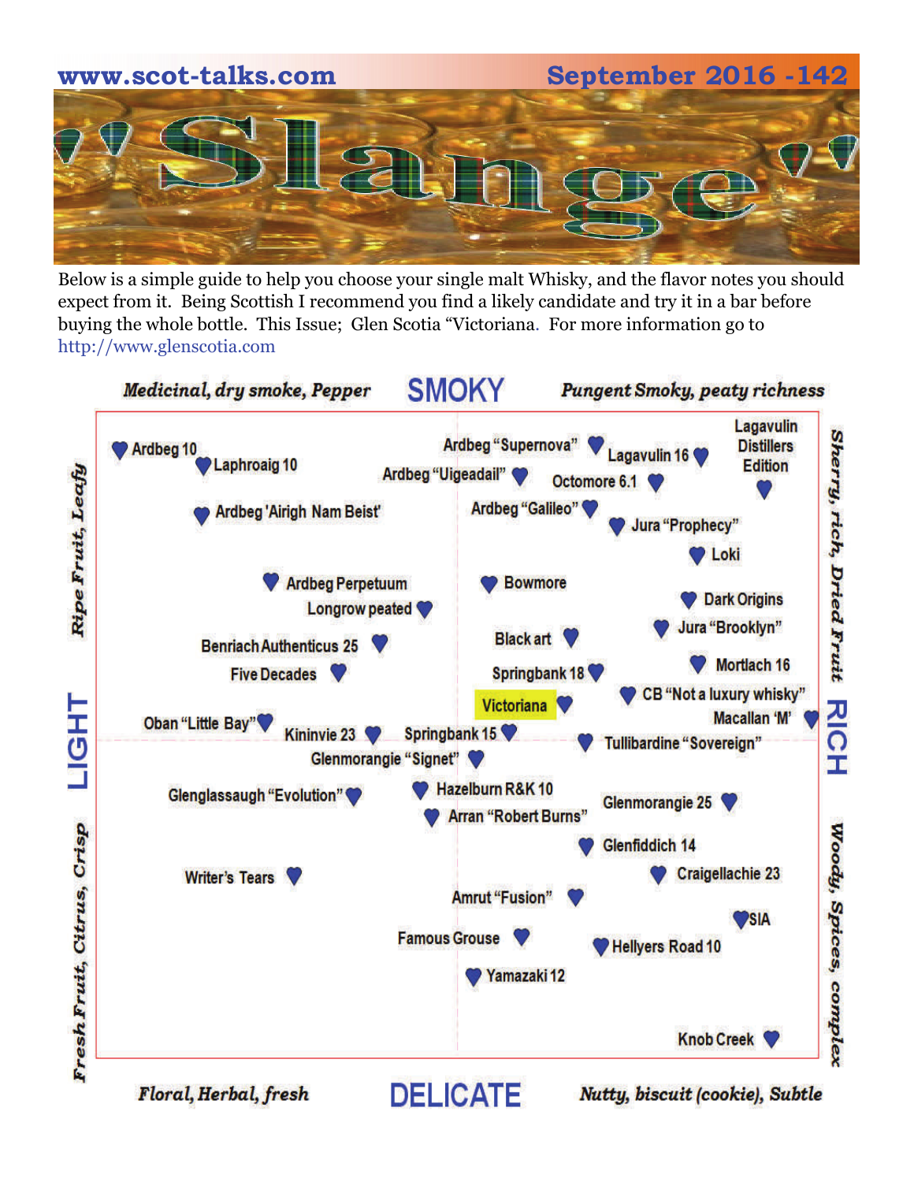www.scot-talks.com September 2016 -142

# "Slange"

Below is a simple guide to help you choose your single malt Whisky, and the flavor notes you should expect from it. Being Scottish I recommend you find a likely candidate and try it in a bar before buying the whole bottle. This Issue; Glen Scotia "Victoriana. For more information go to http://www.glenscotia.com

*Medicinal, dry smoke, Pepper* **SMOKY** *Pungent Smoky, peaty richness*

**LIGHT** — *Ripe Fruit, Leafy* / *Fresh Fruit, Citrus, Crisp*

**RICH** — *Sherry, rich, Dried Fruit* / *Woody, Spices, complex*

*Floral, Herbal, fresh* **DELICATE** *Nutty, biscuit (cookie), Subtle*

- Ardbeg 10
- Laphroaig 10
- Ardbeg 'Airigh Nam Beist'
- Ardbeg "Supernova"
- Ardbeg "Uigeadail"
- Lagavulin 16
- Lagavulin Distillers Edition
- Octomore 6.1
- Ardbeg "Galileo"
- Jura "Prophecy"
- Loki
- Ardbeg Perpetuum
- Longrow peated
- Bowmore
- Dark Origins
- Jura "Brooklyn"
- Benriach Authenticus 25
- Black art
- Five Decades
- Springbank 18
- Mortlach 16
- Victoriana
- CB "Not a luxury whisky"
- Macallan 'M'
- Oban "Little Bay"
- Kininvie 23
- Springbank 15
- Tullibardine "Sovereign"
- Glenmorangie "Signet"
- Glenglassaugh "Evolution"
- Hazelburn R&K 10
- Glenmorangie 25
- Arran "Robert Burns"
- Glenfiddich 14
- Writer's Tears
- Craigellachie 23
- Amrut "Fusion"
- SIA
- Famous Grouse
- Hellyers Road 10
- Yamazaki 12
- Knob Creek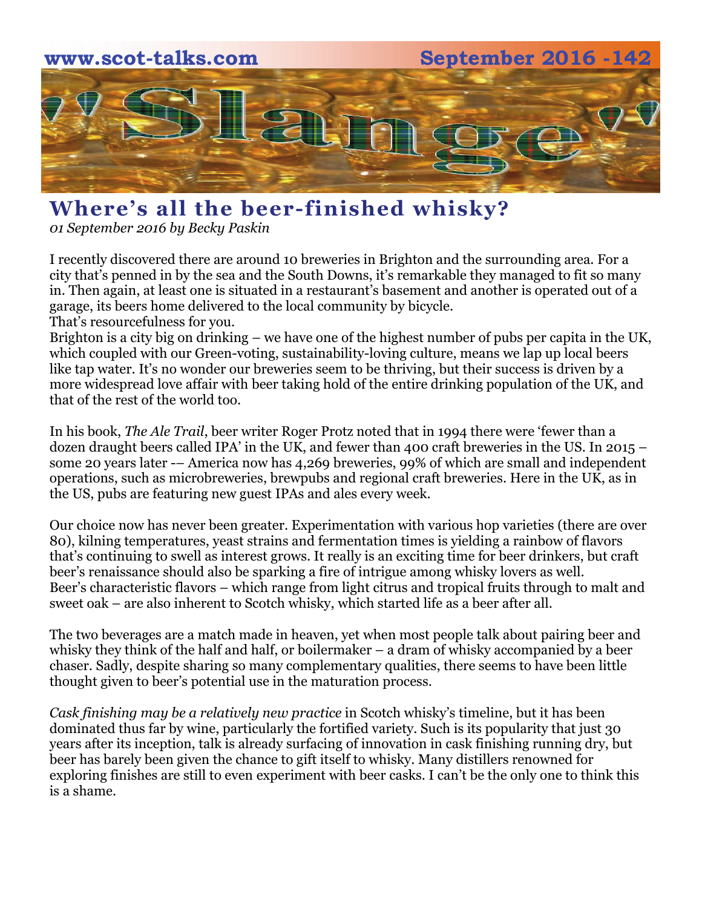## Where's all the beer-finished whisky?

*01 September 2016 by Becky Paskin*

I recently discovered there are around 10 breweries in Brighton and the surrounding area. For a city that's penned in by the sea and the South Downs, it's remarkable they managed to fit so many in. Then again, at least one is situated in a restaurant's basement and another is operated out of a garage, its beers home delivered to the local community by bicycle.
That's resourcefulness for you.
Brighton is a city big on drinking – we have one of the highest number of pubs per capita in the UK, which coupled with our Green-voting, sustainability-loving culture, means we lap up local beers like tap water. It's no wonder our breweries seem to be thriving, but their success is driven by a more widespread love affair with beer taking hold of the entire drinking population of the UK, and that of the rest of the world too.

In his book, *The Ale Trail*, beer writer Roger Protz noted that in 1994 there were 'fewer than a dozen draught beers called IPA' in the UK, and fewer than 400 craft breweries in the US. In 2015 – some 20 years later -– America now has 4,269 breweries, 99% of which are small and independent operations, such as microbreweries, brewpubs and regional craft breweries. Here in the UK, as in the US, pubs are featuring new guest IPAs and ales every week.

Our choice now has never been greater. Experimentation with various hop varieties (there are over 80), kilning temperatures, yeast strains and fermentation times is yielding a rainbow of flavors that's continuing to swell as interest grows. It really is an exciting time for beer drinkers, but craft beer's renaissance should also be sparking a fire of intrigue among whisky lovers as well.
Beer's characteristic flavors – which range from light citrus and tropical fruits through to malt and sweet oak – are also inherent to Scotch whisky, which started life as a beer after all.

The two beverages are a match made in heaven, yet when most people talk about pairing beer and whisky they think of the half and half, or boilermaker – a dram of whisky accompanied by a beer chaser. Sadly, despite sharing so many complementary qualities, there seems to have been little thought given to beer's potential use in the maturation process.

*Cask finishing may be a relatively new practice* in Scotch whisky's timeline, but it has been dominated thus far by wine, particularly the fortified variety. Such is its popularity that just 30 years after its inception, talk is already surfacing of innovation in cask finishing running dry, but beer has barely been given the chance to gift itself to whisky. Many distillers renowned for exploring finishes are still to even experiment with beer casks. I can't be the only one to think this is a shame.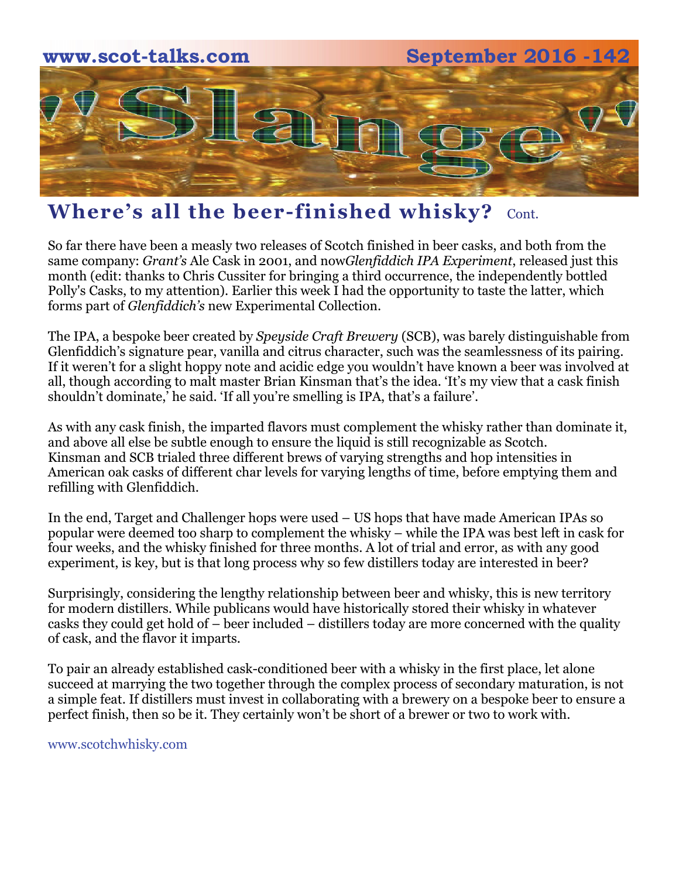## Where's all the beer-finished whisky? Cont.

So far there have been a measly two releases of Scotch finished in beer casks, and both from the same company: *Grant's* Ale Cask in 2001, and now*Glenfiddich IPA Experiment*, released just this month (edit: thanks to Chris Cussiter for bringing a third occurrence, the independently bottled Polly's Casks, to my attention). Earlier this week I had the opportunity to taste the latter, which forms part of *Glenfiddich's* new Experimental Collection.

The IPA, a bespoke beer created by *Speyside Craft Brewery* (SCB), was barely distinguishable from Glenfiddich's signature pear, vanilla and citrus character, such was the seamlessness of its pairing. If it weren't for a slight hoppy note and acidic edge you wouldn't have known a beer was involved at all, though according to malt master Brian Kinsman that's the idea. 'It's my view that a cask finish shouldn't dominate,' he said. 'If all you're smelling is IPA, that's a failure'.

As with any cask finish, the imparted flavors must complement the whisky rather than dominate it, and above all else be subtle enough to ensure the liquid is still recognizable as Scotch. Kinsman and SCB trialed three different brews of varying strengths and hop intensities in American oak casks of different char levels for varying lengths of time, before emptying them and refilling with Glenfiddich.

In the end, Target and Challenger hops were used – US hops that have made American IPAs so popular were deemed too sharp to complement the whisky – while the IPA was best left in cask for four weeks, and the whisky finished for three months. A lot of trial and error, as with any good experiment, is key, but is that long process why so few distillers today are interested in beer?

Surprisingly, considering the lengthy relationship between beer and whisky, this is new territory for modern distillers. While publicans would have historically stored their whisky in whatever casks they could get hold of – beer included – distillers today are more concerned with the quality of cask, and the flavor it imparts.

To pair an already established cask-conditioned beer with a whisky in the first place, let alone succeed at marrying the two together through the complex process of secondary maturation, is not a simple feat. If distillers must invest in collaborating with a brewery on a bespoke beer to ensure a perfect finish, then so be it. They certainly won't be short of a brewer or two to work with.

www.scotchwhisky.com